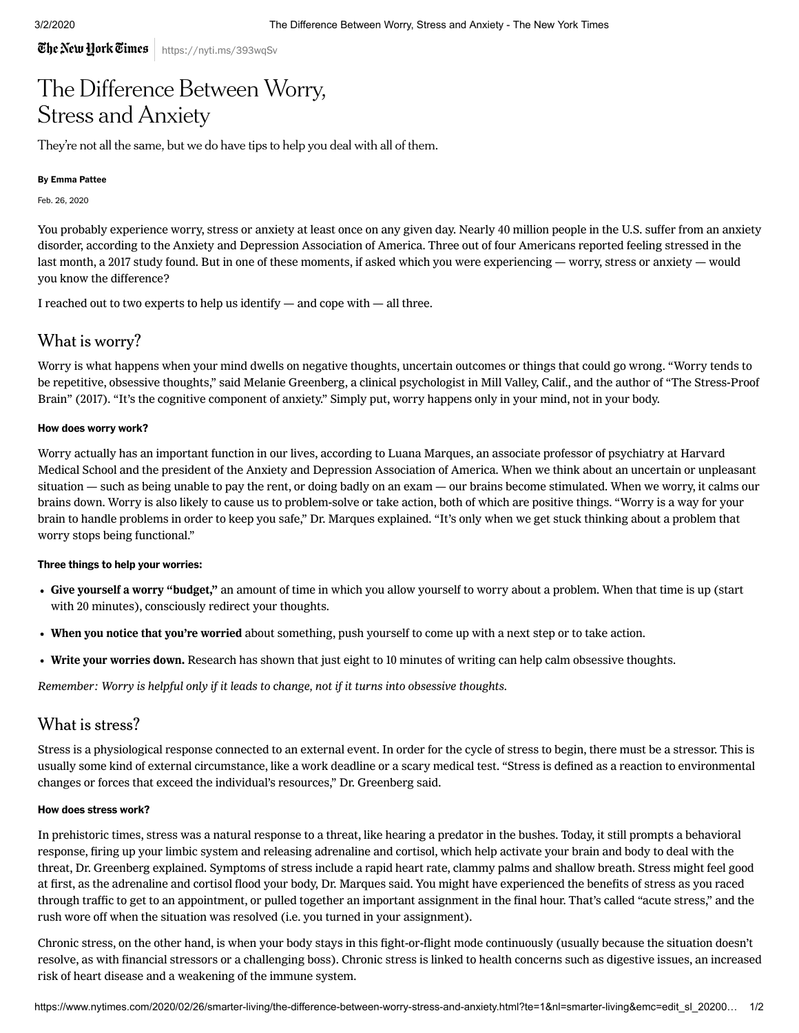The New York Times https://nyti.ms/393wqSv

# The Difference Between Worry, Stress and Anxiety

They're not all the same, but we do have tips to help you deal with all of them.

**By Emma Pattee**

Feb. 26, 2020

You probably experience worry, stress or anxiety at least once on any given day. Nearly 40 million people in the U.S. suffer from an anxiety disorder, according to the Anxiety and Depression Association of America. Three out of four Americans reported feeling stressed in the last month, a 2017 study found. But in one of these moments, if asked which you were experiencing — worry, stress or anxiety — would you know the difference?

I reached out to two experts to help us identify — and cope with — all three.

## What is worry?

Worry is what happens when your mind dwells on negative thoughts, uncertain outcomes or things that could go wrong. "Worry tends to be repetitive, obsessive thoughts," said Melanie Greenberg, a clinical psychologist in Mill Valley, Calif., and the author of "The Stress-Proof Brain" (2017). "It's the cognitive component of anxiety." Simply put, worry happens only in your mind, not in your body.

#### How does worry work?

Worry actually has an important function in our lives, according to Luana Marques, an associate professor of psychiatry at Harvard Medical School and the president of the Anxiety and Depression Association of America. When we think about an uncertain or unpleasant situation — such as being unable to pay the rent, or doing badly on an exam — our brains become stimulated. When we worry, it calms our brains down. Worry is also likely to cause us to problem-solve or take action, both of which are positive things. "Worry is a way for your brain to handle problems in order to keep you safe," Dr. Marques explained. "It's only when we get stuck thinking about a problem that worry stops being functional."

#### Three things to help your worries:

- **Give yourself a worry "budget,"** an amount of time in which you allow yourself to worry about a problem. When that time is up (start with 20 minutes), consciously redirect your thoughts.
- **When you notice that you're worried** about something, push yourself to come up with a next step or to take action.
- **Write your worries down.** Research has shown that just eight to 10 minutes of writing can help calm obsessive thoughts.

*Remember: Worry is helpful only if it leads to change, not if it turns into obsessive thoughts.*

## What is stress?

Stress is a physiological response connected to an external event. In order for the cycle of stress to begin, there must be a stressor. This is usually some kind of external circumstance, like a work deadline or a scary medical test. "Stress is defined as a reaction to environmental changes or forces that exceed the individual's resources," Dr. Greenberg said.

#### How does stress work?

In prehistoric times, stress was a natural response to a threat, like hearing a predator in the bushes. Today, it still prompts a behavioral response, firing up your limbic system and releasing adrenaline and cortisol, which help activate your brain and body to deal with the threat, Dr. Greenberg explained. Symptoms of stress include a rapid heart rate, clammy palms and shallow breath. Stress might feel good at first, as the adrenaline and cortisol flood your body, Dr. Marques said. You might have experienced the benefits of stress as you raced through traffic to get to an appointment, or pulled together an important assignment in the final hour. That's called "acute stress," and the rush wore off when the situation was resolved (i.e. you turned in your assignment).

Chronic stress, on the other hand, is when your body stays in this fight-or-flight mode continuously (usually because the situation doesn't resolve, as with financial stressors or a challenging boss). Chronic stress is linked to health concerns such as digestive issues, an increased risk of heart disease and a weakening of the immune system.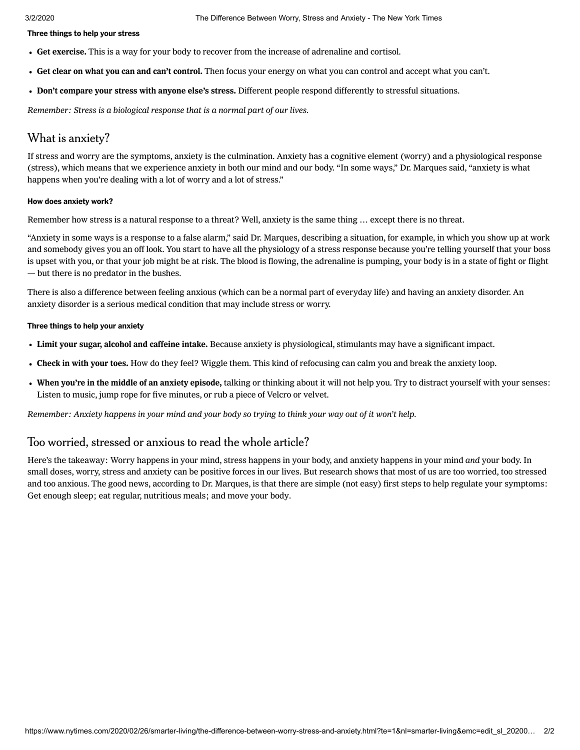#### Three things to help your stress

- **Get exercise.** This is a way for your body to recover from the increase of adrenaline and cortisol.
- **Get clear on what you can and can't control.** Then focus your energy on what you can control and accept what you can't.
- **Don't compare your stress with anyone else's stress.** Different people respond differently to stressful situations.

*Remember: Stress is a biological response that is a normal part of our lives.*

## What is anxiety?

If stress and worry are the symptoms, anxiety is the culmination. Anxiety has a cognitive element (worry) and a physiological response (stress), which means that we experience anxiety in both our mind and our body. "In some ways," Dr. Marques said, "anxiety is what happens when you're dealing with a lot of worry and a lot of stress."

#### How does anxiety work?

Remember how stress is a natural response to a threat? Well, anxiety is the same thing … except there is no threat.

"Anxiety in some ways is a response to a false alarm," said Dr. Marques, describing a situation, for example, in which you show up at work and somebody gives you an off look. You start to have all the physiology of a stress response because you're telling yourself that your boss is upset with you, or that your job might be at risk. The blood is flowing, the adrenaline is pumping, your body is in a state of fight or flight — but there is no predator in the bushes.

There is also a difference between feeling anxious (which can be a normal part of everyday life) and having an anxiety disorder. An anxiety disorder is a serious medical condition that may include stress or worry.

#### Three things to help your anxiety

- **Limit your sugar, alcohol and caffeine intake.** Because anxiety is physiological, stimulants may have a significant impact.
- **Check in with your toes.** How do they feel? Wiggle them. This kind of refocusing can calm you and break the anxiety loop.
- **When you're in the middle of an anxiety episode,** talking or thinking about it will not help you. Try to distract yourself with your senses: Listen to music, jump rope for five minutes, or rub a piece of Velcro or velvet.

*Remember: Anxiety happens in your mind and your body so trying to think your way out of it won't help.*

## Too worried, stressed or anxious to read the whole article?

Here's the takeaway: Worry happens in your mind, stress happens in your body, and anxiety happens in your mind *and* your body. In small doses, worry, stress and anxiety can be positive forces in our lives. But research shows that most of us are too worried, too stressed and too anxious. The good news, according to Dr. Marques, is that there are simple (not easy) first steps to help regulate your symptoms: Get enough sleep; eat regular, nutritious meals; and move your body.